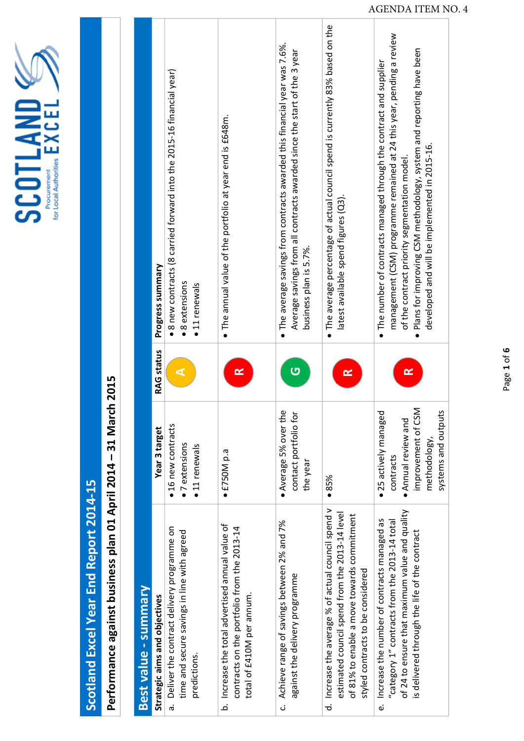AGENDA ITEM NO. 4

# Scotland Excel Year End Report 2014-15

## Performance against business plan 01 April 2014 – 31 March 2015

## Best value - summary

| Strategic aims and objectives | Year 3 target | RAG status | Progress summary |
|---|---|---|---|
| a. Deliver the contract delivery programme on time and secure savings in line with agreed predictions. | • 16 new contracts<br>• 7 extensions<br>• 11 renewals | A | • 8 new contracts (8 carried forward into the 2015-16 financial year)<br>• 8 extensions<br>• 11 renewals |
| b. Increase the total advertised annual value of contracts on the portfolio from the 2013-14 total of £410M per annum. | • £750M p.a | R | • The annual value of the portfolio at year end is £648m. |
| c. Achieve range of savings between 2% and 7% against the delivery programme | • Average 5% over the contact portfolio for the year | G | • The average savings from contracts awarded this financial year was 7.6%. Average savings from all contracts awarded since the start of the 3 year business plan is 5.7%. |
| d. Increase the average % of actual council spend v estimated council spend from the 2013-14 level of 81% to enable a move towards commitment styled contracts to be considered | • 85% | R | • The average percentage of actual council spend is currently 83% based on the latest available spend figures (Q3). |
| e. Increase the number of contracts managed as "category 1" contracts from the 2013-14 total of 24 to ensure that maximum value and quality is delivered through the life of the contract | • 25 actively managed contracts<br>• Annual review and improvement of CSM methodology, systems and outputs | R | • The number of contracts managed through the contract and supplier management (CSM) programme remained at 24 this year, pending a review of the contract priority segmentation model.<br>• Plans for improving CSM methodology, system and reporting have been developed and will be implemented in 2015-16. |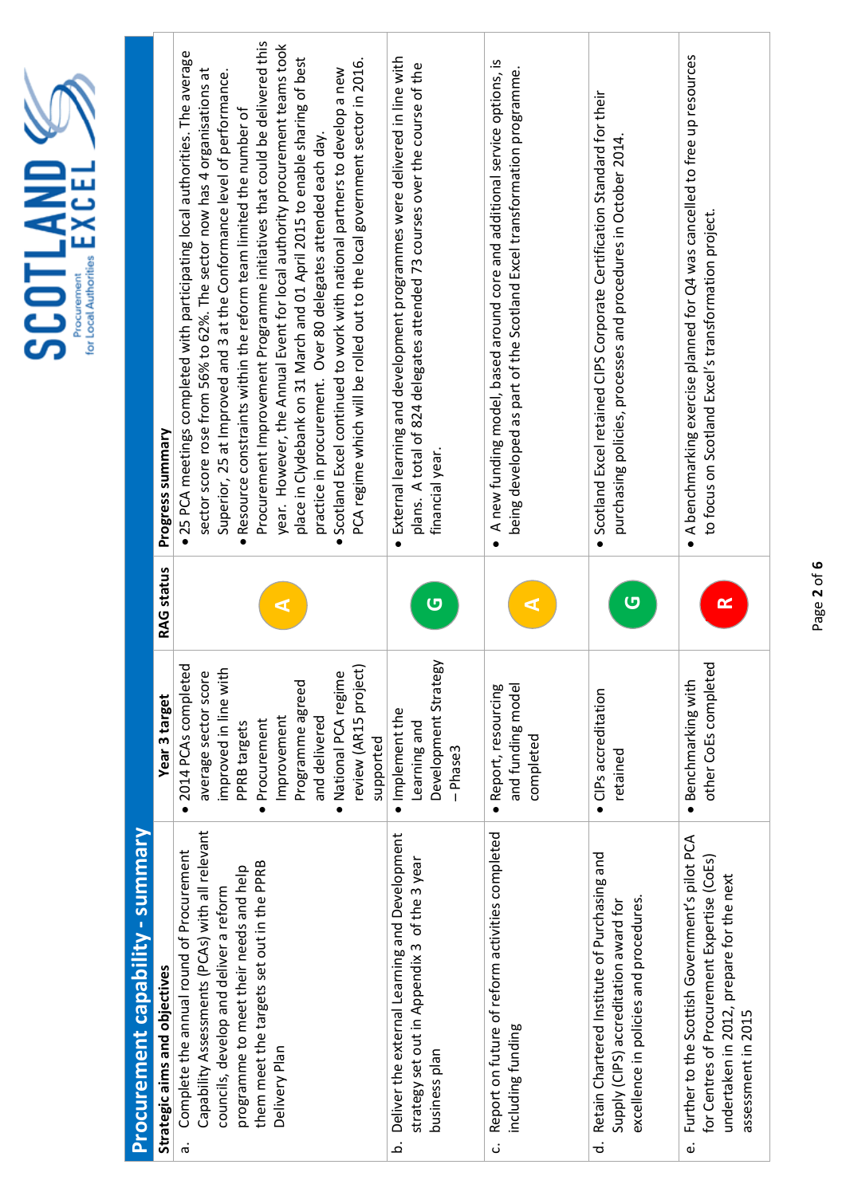## Procurement capability - summary

| Strategic aims and objectives | Year 3 target | RAG status | Progress summary |
|---|---|---|---|
| a. Complete the annual round of Procurement Capability Assessments (PCAs) with all relevant councils, develop and deliver a reform programme to meet their needs and help them meet the targets set out in the PPRB Delivery Plan | • 2014 PCAs completed average sector score improved in line with PPRB targets<br>• Procurement Improvement Programme agreed and delivered<br>• National PCA regime review (AR15 project) supported | A | • 25 PCA meetings completed with participating local authorities. The average sector score rose from 56% to 62%. The sector now has 4 organisations at Superior, 25 at Improved and 3 at the Conformance level of performance.<br>• Resource constraints within the reform team limited the number of Procurement Improvement Programme initiatives that could be delivered this year. However, the Annual Event for local authority procurement teams took place in Clydebank on 31 March and 01 April 2015 to enable sharing of best practice in procurement. Over 80 delegates attended each day.<br>• Scotland Excel continued to work with national partners to develop a new PCA regime which will be rolled out to the local government sector in 2016. |
| b. Deliver the external Learning and Development strategy set out in Appendix 3 of the 3 year business plan | • Implement the Learning and Development Strategy – Phase3 | G | • External learning and development programmes were delivered in line with plans. A total of 824 delegates attended 73 courses over the course of the financial year. |
| c. Report on future of reform activities completed including funding | • Report, resourcing and funding model completed | A | • A new funding model, based around core and additional service options, is being developed as part of the Scotland Excel transformation programme. |
| d. Retain Chartered Institute of Purchasing and Supply (CIPS) accreditation award for excellence in policies and procedures. | • CIPs accreditation retained | G | • Scotland Excel retained CIPS Corporate Certification Standard for their purchasing policies, processes and procedures in October 2014. |
| e. Further to the Scottish Government's pilot PCA for Centres of Procurement Expertise (CoEs) undertaken in 2012, prepare for the next assessment in 2015 | • Benchmarking with other CoEs completed | R | • A benchmarking exercise planned for Q4 was cancelled to free up resources to focus on Scotland Excel's transformation project. |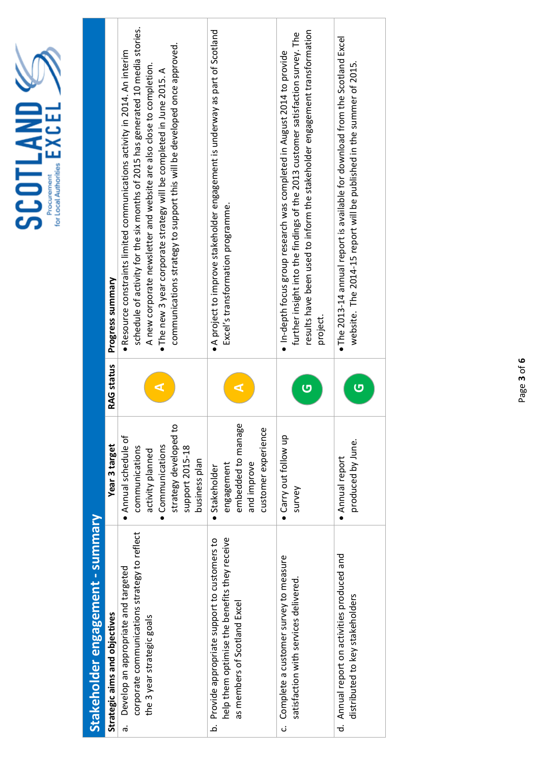## Stakeholder engagement - summary

| Strategic aims and objectives | Year 3 target | RAG status | Progress summary |
|---|---|---|---|
| a. Develop an appropriate and targeted corporate communications strategy to reflect the 3 year strategic goals | • Annual schedule of communications activity planned<br>• Communications strategy developed to support 2015-18 business plan | A | • Resource constraints limited communications activity in 2014. An interim schedule of activity for the six months of 2015 has generated 10 media stories. A new corporate newsletter and website are also close to completion.<br>• The new 3 year corporate strategy will be completed in June 2015. A communications strategy to support this will be developed once approved. |
| b. Provide appropriate support to customers to help them optimise the benefits they receive as members of Scotland Excel | • Stakeholder engagement embedded to manage and improve customer experience | A | • A project to improve stakeholder engagement is underway as part of Scotland Excel's transformation programme. |
| c. Complete a customer survey to measure satisfaction with services delivered. | • Carry out follow up survey | G | • In-depth focus group research was completed in August 2014 to provide further insight into the findings of the 2013 customer satisfaction survey. The results have been used to inform the stakeholder engagement transformation project. |
| d. Annual report on activities produced and distributed to key stakeholders | • Annual report produced by June. | G | • The 2013-14 annual report is available for download from the Scotland Excel website. The 2014-15 report will be published in the summer of 2015. |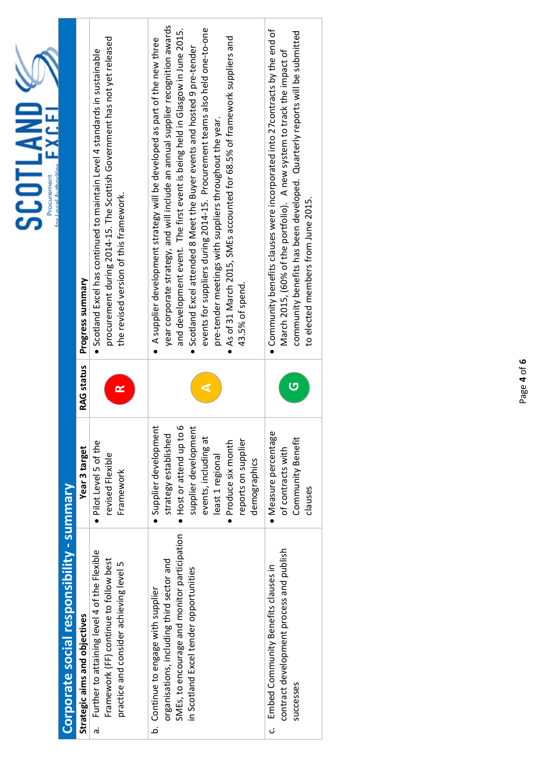## Corporate social responsibility - summary

| Strategic aims and objectives | Year 3 target | RAG status | Progress summary |
|---|---|---|---|
| a. Further to attaining level 4 of the Flexible Framework (FF) continue to follow best practice and consider achieving level 5 | • Pilot Level 5 of the revised Flexible Framework | R | • Scotland Excel has continued to maintain Level 4 standards in sustainable procurement during 2014-15. The Scottish Government has not yet released the revised version of this framework. |
| b. Continue to engage with supplier organisations, including third sector and SMEs, to encourage and monitor participation in Scotland Excel tender opportunities | • Supplier development strategy established<br>• Host or attend up to 6 supplier development events, including at least 1 regional<br>• Produce six month reports on supplier demographics | A | • A supplier development strategy will be developed as part of the new three year corporate strategy, and will include an annual supplier recognition awards and development event. The first event is being held in Glasgow in June 2015.<br>• Scotland Excel attended 8 Meet the Buyer events and hosted 9 pre-tender events for suppliers during 2014-15. Procurement teams also held one-to-one pre-tender meetings with suppliers throughout the year.<br>• As of 31 March 2015, SMEs accounted for 68.5% of framework suppliers and 43.5% of spend. |
| c. Embed Community Benefits clauses in contract development process and publish successes | • Measure percentage of contracts with Community Benefit clauses | G | • Community benefits clauses were incorporated into 27contracts by the end of March 2015, (60% of the portfolio). A new system to track the impact of community benefits has been developed. Quarterly reports will be submitted to elected members from June 2015. |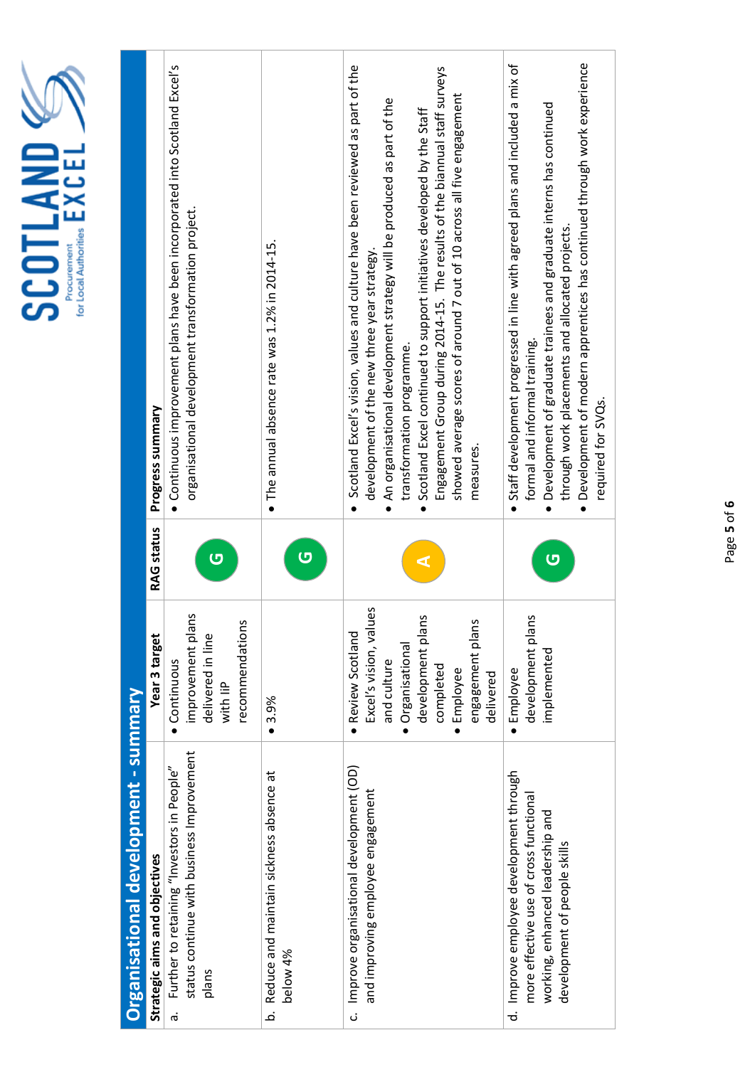## Organisational development - summary

| Strategic aims and objectives | Year 3 target | RAG status | Progress summary |
|---|---|---|---|
| a. Further to retaining "Investors in People" status continue with business Improvement plans | • Continuous improvement plans delivered in line with IiP recommendations | G | • Continuous improvement plans have been incorporated into Scotland Excel's organisational development transformation project. |
| b. Reduce and maintain sickness absence at below 4% | • 3.9% | G | • The annual absence rate was 1.2% in 2014-15. |
| c. Improve organisational development (OD) and improving employee engagement | • Review Scotland Excel's vision, values and culture<br>• Organisational development plans completed<br>• Employee engagement plans delivered | A | • Scotland Excel's vision, values and culture have been reviewed as part of the development of the new three year strategy.<br>• An organisational development strategy will be produced as part of the transformation programme.<br>• Scotland Excel continued to support initiatives developed by the Staff Engagement Group during 2014-15. The results of the biannual staff surveys showed average scores of around 7 out of 10 across all five engagement measures. |
| d. Improve employee development through more effective use of cross functional working, enhanced leadership and development of people skills | • Employee development plans implemented | G | • Staff development progressed in line with agreed plans and included a mix of formal and informal training.<br>• Development of graduate trainees and graduate interns has continued through work placements and allocated projects.<br>• Development of modern apprentices has continued through work experience required for SVQs. |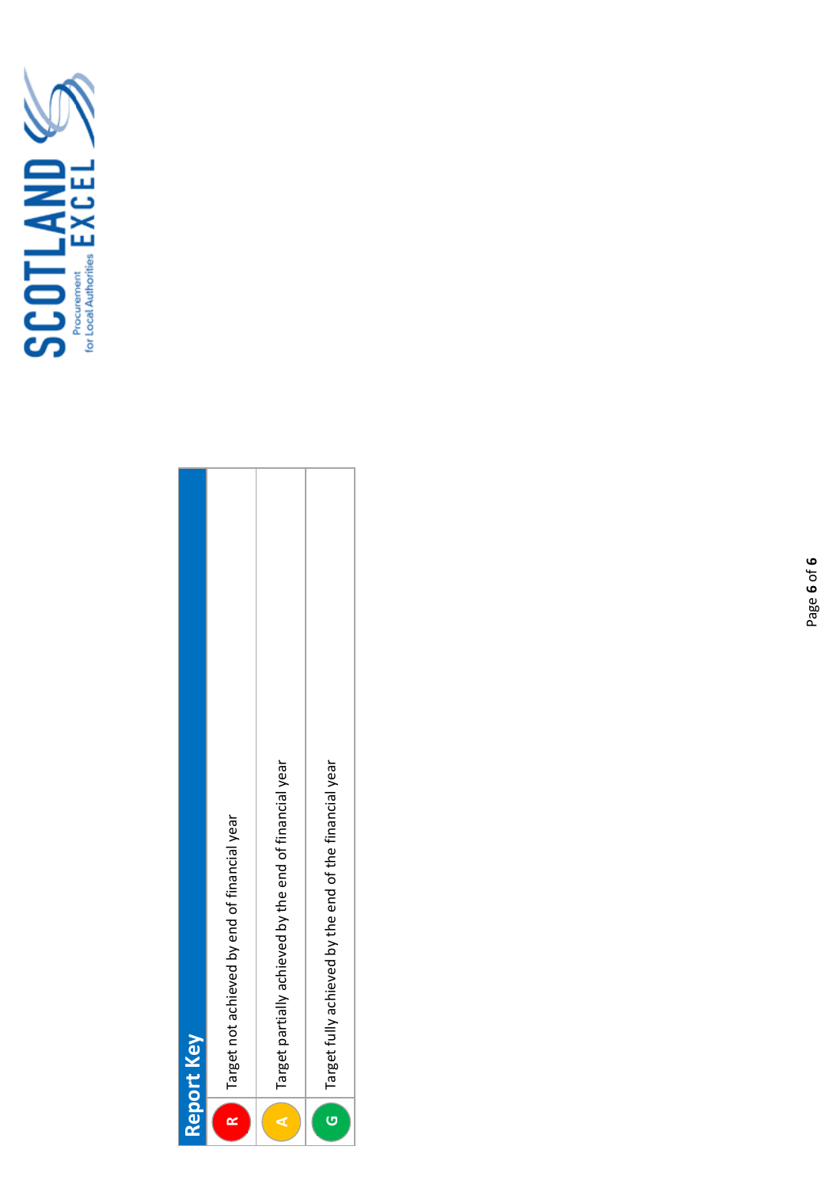| Report Key | |
|---|---|
| R | Target not achieved by end of financial year |
| A | Target partially achieved by the end of financial year |
| G | Target fully achieved by the end of the financial year |